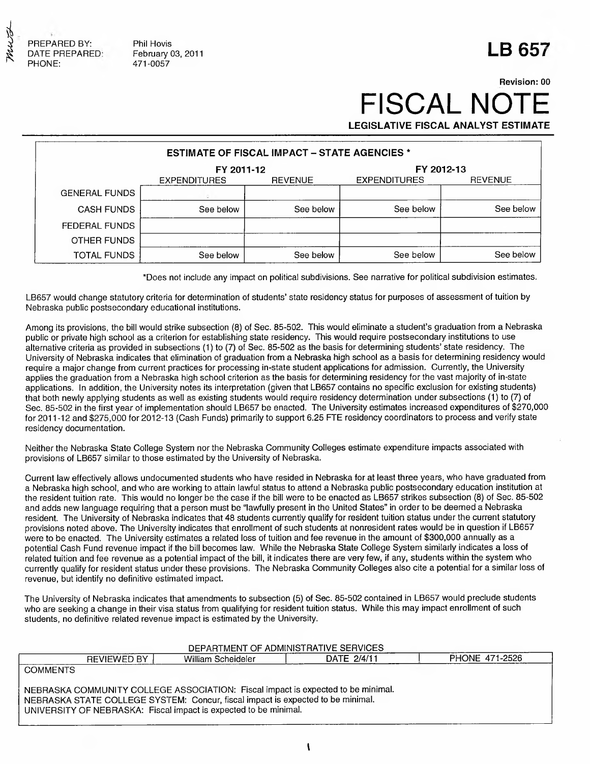PREPARED BY: Phil Hovis
DATE PREPARED: February 03, 2011
PHONE: 471-0057

# LB 657

Revision: 00

# FISCAL NOTE

**LEGISLATIVE FISCAL ANALYST ESTIMATE**

| ESTIMATE OF FISCAL IMPACT – STATE AGENCIES * | FY 2011-12 | | FY 2012-13 | |
|---|---|---|---|---|
| | EXPENDITURES | REVENUE | EXPENDITURES | REVENUE |
| GENERAL FUNDS | | | | |
| CASH FUNDS | See below | See below | See below | See below |
| FEDERAL FUNDS | | | | |
| OTHER FUNDS | | | | |
| TOTAL FUNDS | See below | See below | See below | See below |

*Does not include any impact on political subdivisions. See narrative for political subdivision estimates.

LB657 would change statutory criteria for determination of students' state residency status for purposes of assessment of tuition by Nebraska public postsecondary educational institutions.

Among its provisions, the bill would strike subsection (8) of Sec. 85-502. This would eliminate a student's graduation from a Nebraska public or private high school as a criterion for establishing state residency. This would require postsecondary institutions to use alternative criteria as provided in subsections (1) to (7) of Sec. 85-502 as the basis for determining students' state residency. The University of Nebraska indicates that elimination of graduation from a Nebraska high school as a basis for determining residency would require a major change from current practices for processing in-state student applications for admission. Currently, the University applies the graduation from a Nebraska high school criterion as the basis for determining residency for the vast majority of in-state applications. In addition, the University notes its interpretation (given that LB657 contains no specific exclusion for existing students) that both newly applying students as well as existing students would require residency determination under subsections (1) to (7) of Sec. 85-502 in the first year of implementation should LB657 be enacted. The University estimates increased expenditures of $270,000 for 2011-12 and $275,000 for 2012-13 (Cash Funds) primarily to support 6.25 FTE residency coordinators to process and verify state residency documentation.

Neither the Nebraska State College System nor the Nebraska Community Colleges estimate expenditure impacts associated with provisions of LB657 similar to those estimated by the University of Nebraska.

Current law effectively allows undocumented students who have resided in Nebraska for at least three years, who have graduated from a Nebraska high school, and who are working to attain lawful status to attend a Nebraska public postsecondary education institution at the resident tuition rate. This would no longer be the case if the bill were to be enacted as LB657 strikes subsection (8) of Sec. 85-502 and adds new language requiring that a person must be "lawfully present in the United States" in order to be deemed a Nebraska resident. The University of Nebraska indicates that 48 students currently qualify for resident tuition status under the current statutory provisions noted above. The University indicates that enrollment of such students at nonresident rates would be in question if LB657 were to be enacted. The University estimates a related loss of tuition and fee revenue in the amount of $300,000 annually as a potential Cash Fund revenue impact if the bill becomes law. While the Nebraska State College System similarly indicates a loss of related tuition and fee revenue as a potential impact of the bill, it indicates there are very few, if any, students within the system who currently qualify for resident status under these provisions. The Nebraska Community Colleges also cite a potential for a similar loss of revenue, but identify no definitive estimated impact.

The University of Nebraska indicates that amendments to subsection (5) of Sec. 85-502 contained in LB657 would preclude students who are seeking a change in their visa status from qualifying for resident tuition status. While this may impact enrollment of such students, no definitive related revenue impact is estimated by the University.

| DEPARTMENT OF ADMINISTRATIVE SERVICES | | | |
|---|---|---|---|
| REVIEWED BY | William Scheideler | DATE 2/4/11 | PHONE 471-2526 |

COMMENTS

NEBRASKA COMMUNITY COLLEGE ASSOCIATION: Fiscal impact is expected to be minimal.
NEBRASKA STATE COLLEGE SYSTEM: Concur, fiscal impact is expected to be minimal.
UNIVERSITY OF NEBRASKA: Fiscal impact is expected to be minimal.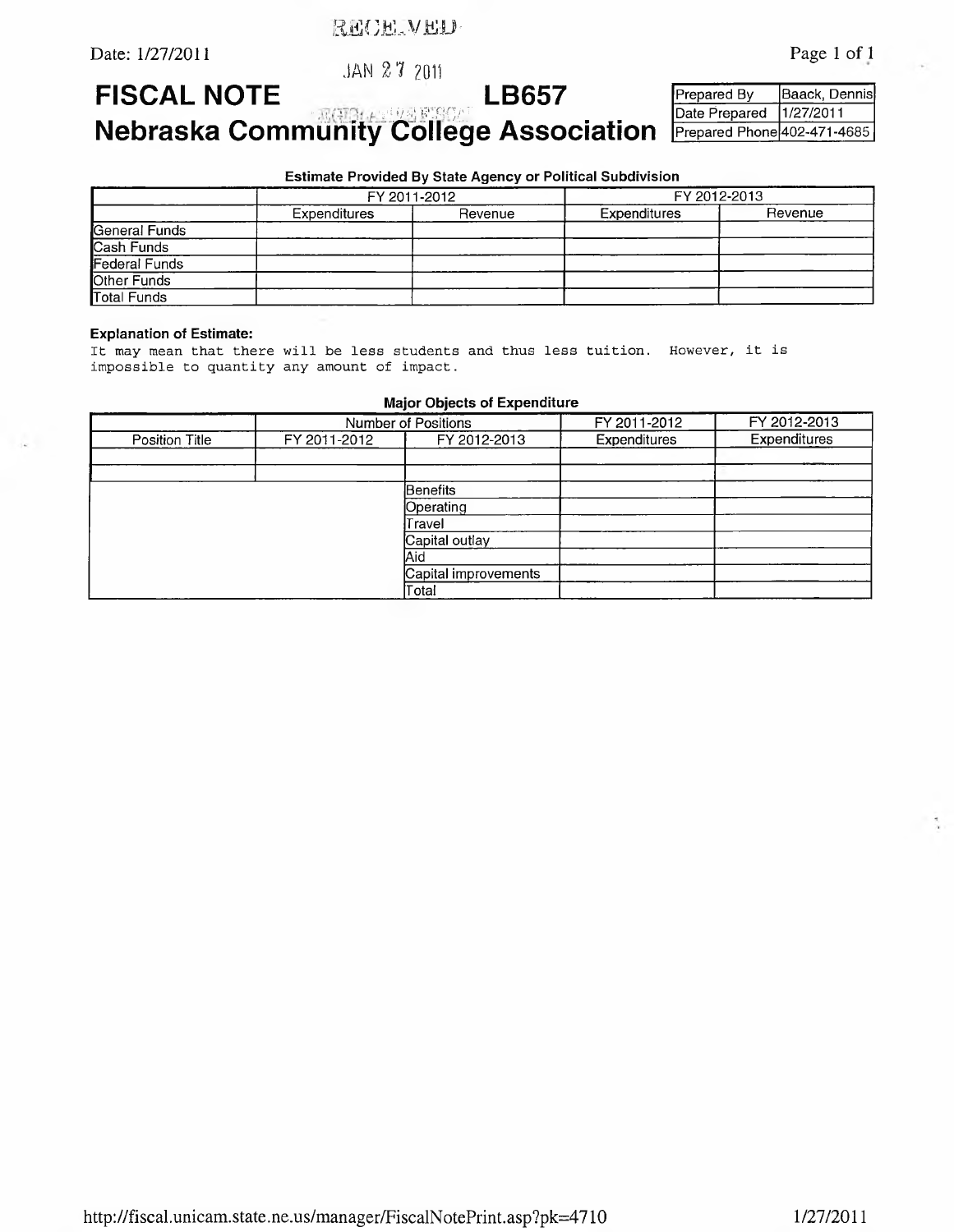RECEIVED

Date: 1/27/2011

JAN 27 2011

# FISCAL NOTE LB657

# Nebraska Community College Association

| Prepared By | Baack, Dennis |
|---|---|
| Date Prepared | 1/27/2011 |
| Prepared Phone | 402-471-4685 |

**Estimate Provided By State Agency or Political Subdivision**

| | FY 2011-2012 | | FY 2012-2013 | |
|---|---|---|---|---|
| | Expenditures | Revenue | Expenditures | Revenue |
| General Funds | | | | |
| Cash Funds | | | | |
| Federal Funds | | | | |
| Other Funds | | | | |
| Total Funds | | | | |

**Explanation of Estimate:**

```
It may mean that there will be less students and thus less tuition. However, it is
impossible to quantity any amount of impact.
```

**Major Objects of Expenditure**

| | Number of Positions | | FY 2011-2012 | FY 2012-2013 |
|---|---|---|---|---|
| Position Title | FY 2011-2012 | FY 2012-2013 | Expenditures | Expenditures |
| | | | | |
| | | | | |
| | | Benefits | | |
| | | Operating | | |
| | | Travel | | |
| | | Capital outlay | | |
| | | Aid | | |
| | | Capital improvements | | |
| | | Total | | |

http://fiscal.unicam.state.ne.us/manager/FiscalNotePrint.asp?pk=4710 1/27/2011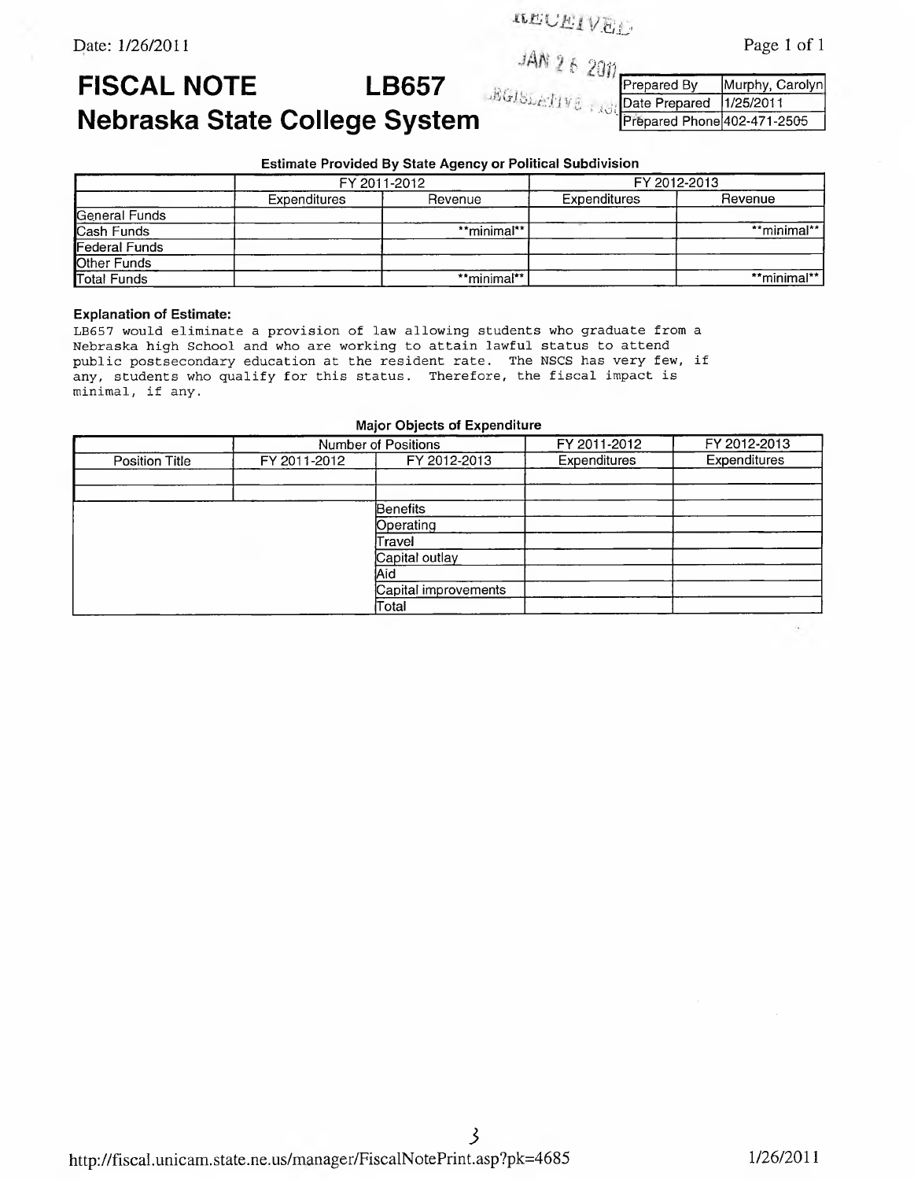Date: 1/26/2011

RECEIVED

JAN 26 2011

LEGISLATIVE FISCAL

# FISCAL NOTE LB657
# Nebraska State College System

| Prepared By | Murphy, Carolyn |
|---|---|
| Date Prepared | 1/25/2011 |
| Prepared Phone | 402-471-2505 |

**Estimate Provided By State Agency or Political Subdivision**

| | FY 2011-2012 | | FY 2012-2013 | |
|---|---|---|---|---|
| | Expenditures | Revenue | Expenditures | Revenue |
| General Funds | | | | |
| Cash Funds | | \*\*minimal\*\* | | \*\*minimal\*\* |
| Federal Funds | | | | |
| Other Funds | | | | |
| Total Funds | | \*\*minimal\*\* | | \*\*minimal\*\* |

**Explanation of Estimate:**

LB657 would eliminate a provision of law allowing students who graduate from a Nebraska high School and who are working to attain lawful status to attend public postsecondary education at the resident rate. The NSCS has very few, if any, students who qualify for this status. Therefore, the fiscal impact is minimal, if any.

**Major Objects of Expenditure**

| | Number of Positions | | FY 2011-2012 | FY 2012-2013 |
|---|---|---|---|---|
| Position Title | FY 2011-2012 | FY 2012-2013 | Expenditures | Expenditures |
| | | | | |
| | | | | |
| | | Benefits | | |
| | | Operating | | |
| | | Travel | | |
| | | Capital outlay | | |
| | | Aid | | |
| | | Capital improvements | | |
| | | Total | | |

http://fiscal.unicam.state.ne.us/manager/FiscalNotePrint.asp?pk=4685 1/26/2011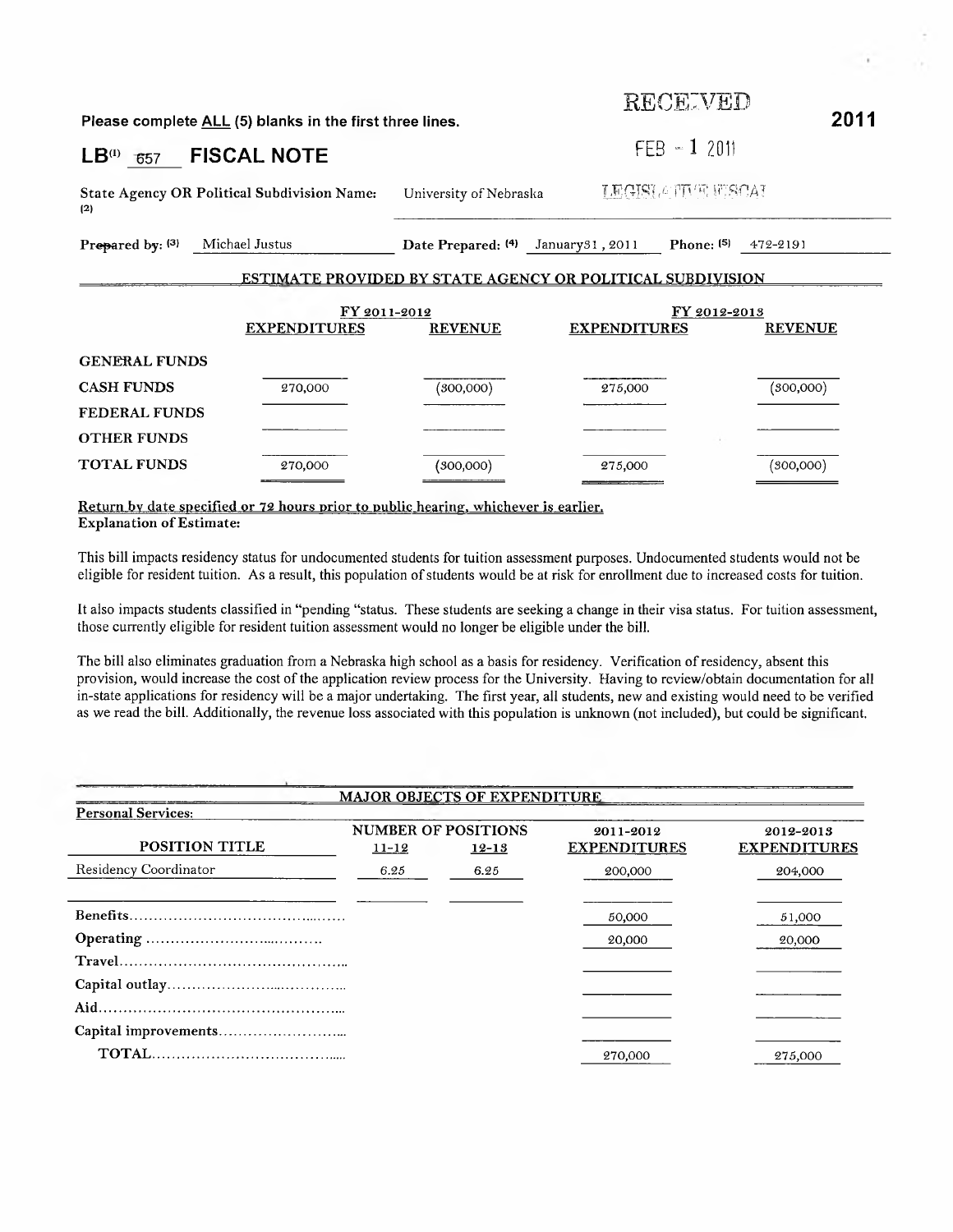Please complete ALL (5) blanks in the first three lines.

RECEIVED

FEB - 1 2011

LEGISLATIVE FISCAL

**2011**

## LB[1] 657 FISCAL NOTE

State Agency OR Political Subdivision Name: [2] University of Nebraska

Prepared by: [3] Michael Justus Date Prepared: [4] January31, 2011 Phone: [5] 472-2191

### ESTIMATE PROVIDED BY STATE AGENCY OR POLITICAL SUBDIVISION

| | FY 2011-2012 | | FY 2012-2013 | |
|---|---|---|---|---|
| | EXPENDITURES | REVENUE | EXPENDITURES | REVENUE |
| GENERAL FUNDS | | | | |
| CASH FUNDS | 270,000 | (300,000) | 275,000 | (300,000) |
| FEDERAL FUNDS | | | | |
| OTHER FUNDS | | | | |
| TOTAL FUNDS | 270,000 | (300,000) | 275,000 | (300,000) |

Return by date specified or 72 hours prior to public hearing, whichever is earlier.

**Explanation of Estimate:**

This bill impacts residency status for undocumented students for tuition assessment purposes. Undocumented students would not be eligible for resident tuition. As a result, this population of students would be at risk for enrollment due to increased costs for tuition.

It also impacts students classified in "pending "status. These students are seeking a change in their visa status. For tuition assessment, those currently eligible for resident tuition assessment would no longer be eligible under the bill.

The bill also eliminates graduation from a Nebraska high school as a basis for residency. Verification of residency, absent this provision, would increase the cost of the application review process for the University. Having to review/obtain documentation for all in-state applications for residency will be a major undertaking. The first year, all students, new and existing would need to be verified as we read the bill. Additionally, the revenue loss associated with this population is unknown (not included), but could be significant.

### MAJOR OBJECTS OF EXPENDITURE

**Personal Services:**

| POSITION TITLE | NUMBER OF POSITIONS 11-12 | 12-13 | 2011-2012 EXPENDITURES | 2012-2013 EXPENDITURES |
|---|---|---|---|---|
| Residency Coordinator | 6.25 | 6.25 | 200,000 | 204,000 |
| Benefits | | | 50,000 | 51,000 |
| Operating | | | 20,000 | 20,000 |
| Travel | | | | |
| Capital outlay | | | | |
| Aid | | | | |
| Capital improvements | | | | |
| TOTAL | | | 270,000 | 275,000 |